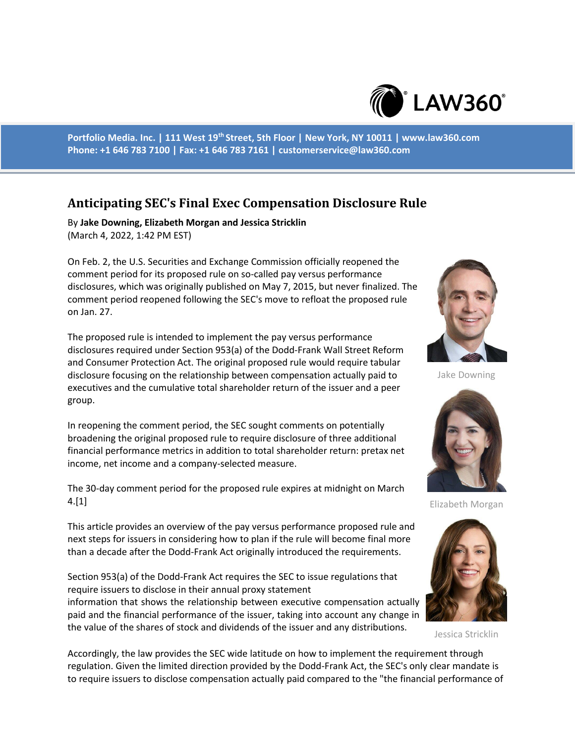Portfolio Media. Inc. | 111 West 19th Street, 5th Floor | New York, NY 10011 | www.law360.com
Phone: +1 646 783 7100 | Fax: +1 646 783 7161 | customerservice@law360.com

# Anticipating SEC's Final Exec Compensation Disclosure Rule

By **Jake Downing, Elizabeth Morgan and Jessica Stricklin**
(March 4, 2022, 1:42 PM EST)

On Feb. 2, the U.S. Securities and Exchange Commission officially reopened the comment period for its proposed rule on so-called pay versus performance disclosures, which was originally published on May 7, 2015, but never finalized. The comment period reopened following the SEC's move to refloat the proposed rule on Jan. 27.

Jake Downing

The proposed rule is intended to implement the pay versus performance disclosures required under Section 953(a) of the Dodd-Frank Wall Street Reform and Consumer Protection Act. The original proposed rule would require tabular disclosure focusing on the relationship between compensation actually paid to executives and the cumulative total shareholder return of the issuer and a peer group.

Elizabeth Morgan

In reopening the comment period, the SEC sought comments on potentially broadening the original proposed rule to require disclosure of three additional financial performance metrics in addition to total shareholder return: pretax net income, net income and a company-selected measure.

The 30-day comment period for the proposed rule expires at midnight on March 4.[1]

Jessica Stricklin

This article provides an overview of the pay versus performance proposed rule and next steps for issuers in considering how to plan if the rule will become final more than a decade after the Dodd-Frank Act originally introduced the requirements.

Section 953(a) of the Dodd-Frank Act requires the SEC to issue regulations that require issuers to disclose in their annual proxy statement information that shows the relationship between executive compensation actually paid and the financial performance of the issuer, taking into account any change in the value of the shares of stock and dividends of the issuer and any distributions.

Accordingly, the law provides the SEC wide latitude on how to implement the requirement through regulation. Given the limited direction provided by the Dodd-Frank Act, the SEC's only clear mandate is to require issuers to disclose compensation actually paid compared to the "the financial performance of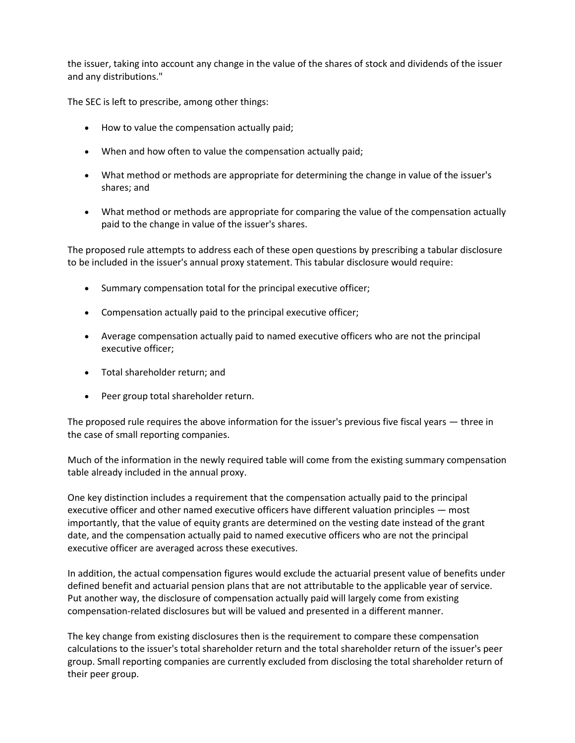the issuer, taking into account any change in the value of the shares of stock and dividends of the issuer and any distributions."

The SEC is left to prescribe, among other things:

- How to value the compensation actually paid;
- When and how often to value the compensation actually paid;
- What method or methods are appropriate for determining the change in value of the issuer's shares; and
- What method or methods are appropriate for comparing the value of the compensation actually paid to the change in value of the issuer's shares.

The proposed rule attempts to address each of these open questions by prescribing a tabular disclosure to be included in the issuer's annual proxy statement. This tabular disclosure would require:

- Summary compensation total for the principal executive officer;
- Compensation actually paid to the principal executive officer;
- Average compensation actually paid to named executive officers who are not the principal executive officer;
- Total shareholder return; and
- Peer group total shareholder return.

The proposed rule requires the above information for the issuer's previous five fiscal years — three in the case of small reporting companies.

Much of the information in the newly required table will come from the existing summary compensation table already included in the annual proxy.

One key distinction includes a requirement that the compensation actually paid to the principal executive officer and other named executive officers have different valuation principles — most importantly, that the value of equity grants are determined on the vesting date instead of the grant date, and the compensation actually paid to named executive officers who are not the principal executive officer are averaged across these executives.

In addition, the actual compensation figures would exclude the actuarial present value of benefits under defined benefit and actuarial pension plans that are not attributable to the applicable year of service. Put another way, the disclosure of compensation actually paid will largely come from existing compensation-related disclosures but will be valued and presented in a different manner.

The key change from existing disclosures then is the requirement to compare these compensation calculations to the issuer's total shareholder return and the total shareholder return of the issuer's peer group. Small reporting companies are currently excluded from disclosing the total shareholder return of their peer group.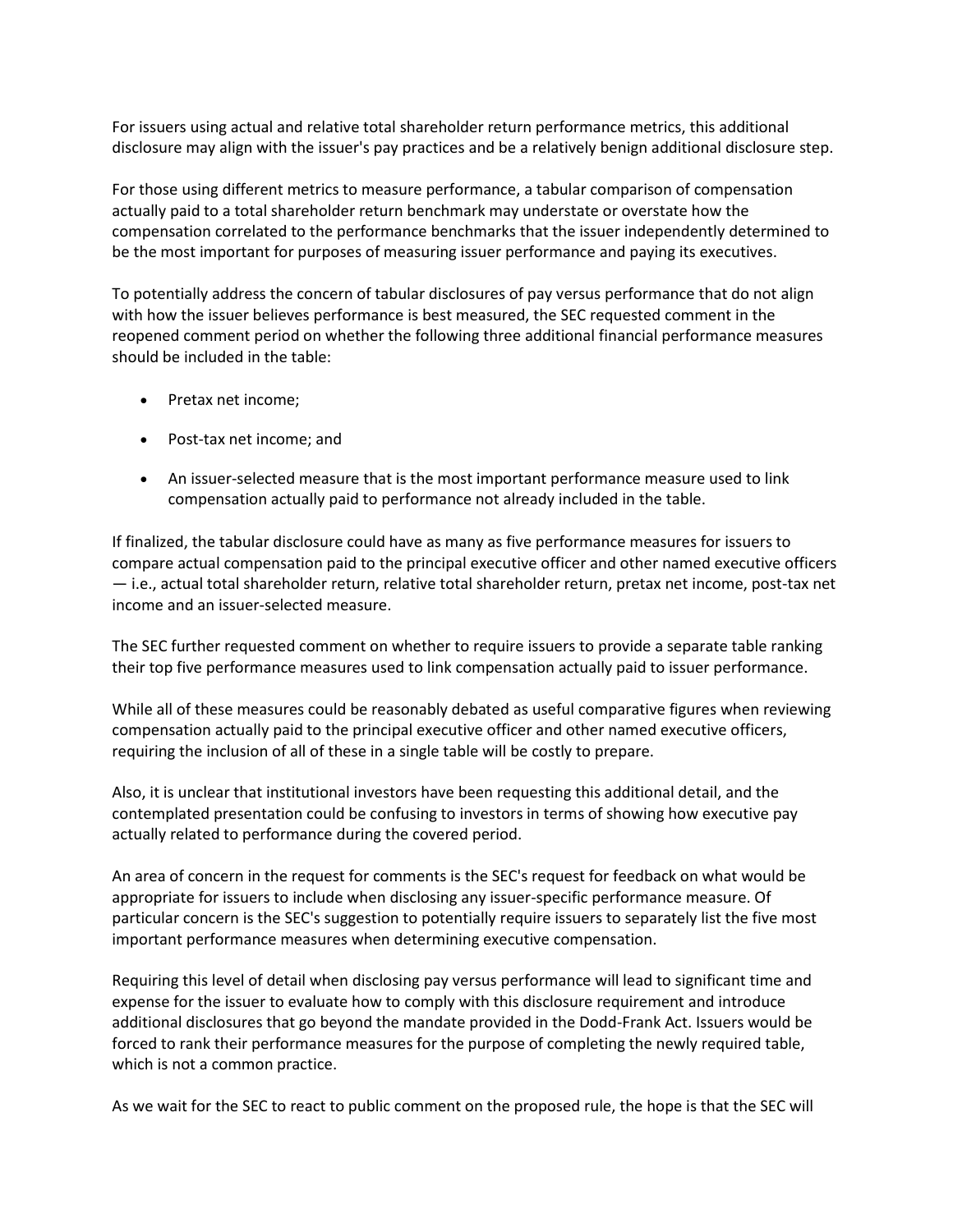For issuers using actual and relative total shareholder return performance metrics, this additional disclosure may align with the issuer's pay practices and be a relatively benign additional disclosure step.

For those using different metrics to measure performance, a tabular comparison of compensation actually paid to a total shareholder return benchmark may understate or overstate how the compensation correlated to the performance benchmarks that the issuer independently determined to be the most important for purposes of measuring issuer performance and paying its executives.

To potentially address the concern of tabular disclosures of pay versus performance that do not align with how the issuer believes performance is best measured, the SEC requested comment in the reopened comment period on whether the following three additional financial performance measures should be included in the table:

- Pretax net income;
- Post-tax net income; and
- An issuer-selected measure that is the most important performance measure used to link compensation actually paid to performance not already included in the table.

If finalized, the tabular disclosure could have as many as five performance measures for issuers to compare actual compensation paid to the principal executive officer and other named executive officers — i.e., actual total shareholder return, relative total shareholder return, pretax net income, post-tax net income and an issuer-selected measure.

The SEC further requested comment on whether to require issuers to provide a separate table ranking their top five performance measures used to link compensation actually paid to issuer performance.

While all of these measures could be reasonably debated as useful comparative figures when reviewing compensation actually paid to the principal executive officer and other named executive officers, requiring the inclusion of all of these in a single table will be costly to prepare.

Also, it is unclear that institutional investors have been requesting this additional detail, and the contemplated presentation could be confusing to investors in terms of showing how executive pay actually related to performance during the covered period.

An area of concern in the request for comments is the SEC's request for feedback on what would be appropriate for issuers to include when disclosing any issuer-specific performance measure. Of particular concern is the SEC's suggestion to potentially require issuers to separately list the five most important performance measures when determining executive compensation.

Requiring this level of detail when disclosing pay versus performance will lead to significant time and expense for the issuer to evaluate how to comply with this disclosure requirement and introduce additional disclosures that go beyond the mandate provided in the Dodd-Frank Act. Issuers would be forced to rank their performance measures for the purpose of completing the newly required table, which is not a common practice.

As we wait for the SEC to react to public comment on the proposed rule, the hope is that the SEC will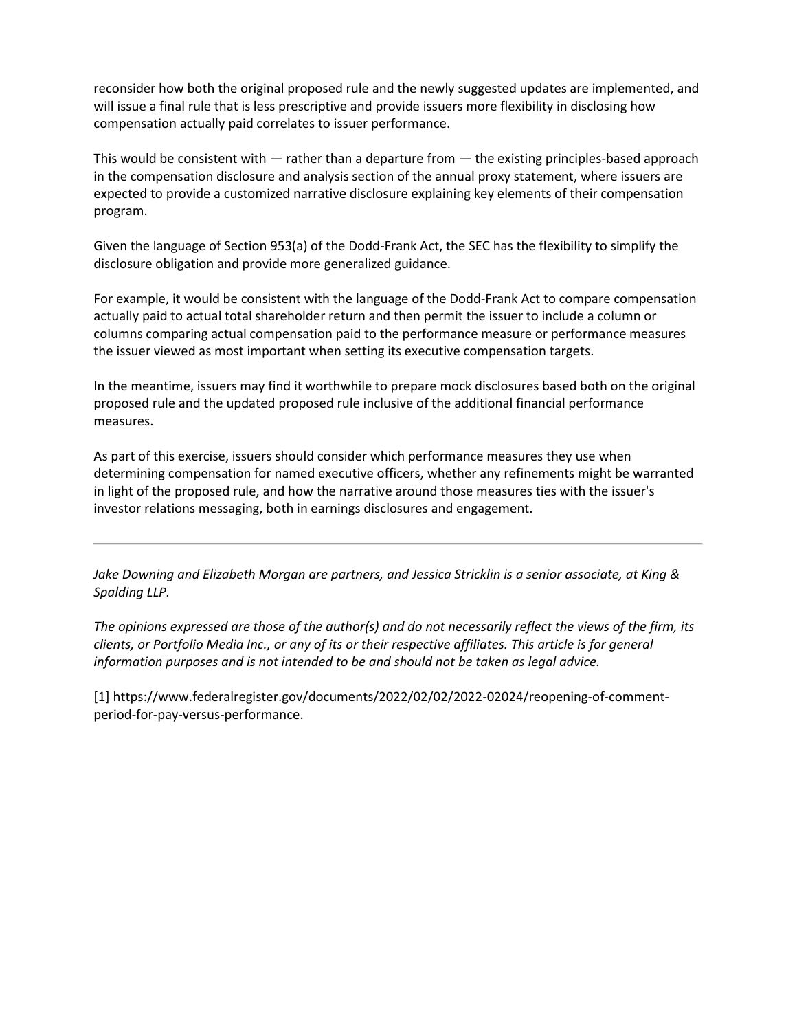reconsider how both the original proposed rule and the newly suggested updates are implemented, and will issue a final rule that is less prescriptive and provide issuers more flexibility in disclosing how compensation actually paid correlates to issuer performance.

This would be consistent with — rather than a departure from — the existing principles-based approach in the compensation disclosure and analysis section of the annual proxy statement, where issuers are expected to provide a customized narrative disclosure explaining key elements of their compensation program.

Given the language of Section 953(a) of the Dodd-Frank Act, the SEC has the flexibility to simplify the disclosure obligation and provide more generalized guidance.

For example, it would be consistent with the language of the Dodd-Frank Act to compare compensation actually paid to actual total shareholder return and then permit the issuer to include a column or columns comparing actual compensation paid to the performance measure or performance measures the issuer viewed as most important when setting its executive compensation targets.

In the meantime, issuers may find it worthwhile to prepare mock disclosures based both on the original proposed rule and the updated proposed rule inclusive of the additional financial performance measures.

As part of this exercise, issuers should consider which performance measures they use when determining compensation for named executive officers, whether any refinements might be warranted in light of the proposed rule, and how the narrative around those measures ties with the issuer's investor relations messaging, both in earnings disclosures and engagement.

---

*Jake Downing and Elizabeth Morgan are partners, and Jessica Stricklin is a senior associate, at King & Spalding LLP.*

*The opinions expressed are those of the author(s) and do not necessarily reflect the views of the firm, its clients, or Portfolio Media Inc., or any of its or their respective affiliates. This article is for general information purposes and is not intended to be and should not be taken as legal advice.*

[1] https://www.federalregister.gov/documents/2022/02/02/2022-02024/reopening-of-comment-period-for-pay-versus-performance.